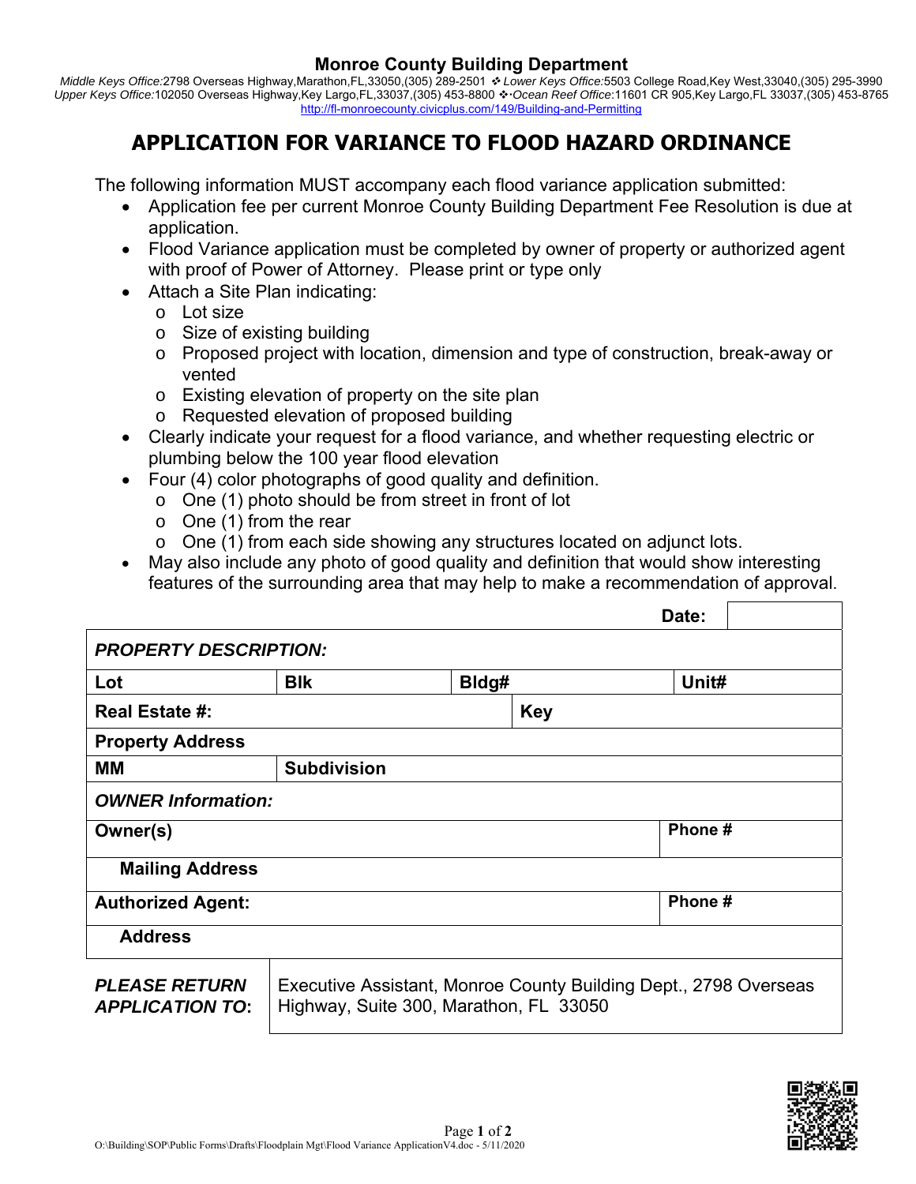**Monroe County Building Department**

*Middle Keys Office:*2798 Overseas Highway,Marathon,FL,33050,(305) 289-2501 ❖ *Lower Keys Office:*5503 College Road,Key West,33040,(305) 295-3990
*Upper Keys Office:*102050 Overseas Highway,Key Largo,FL,33037,(305) 453-8800 ❖·*Ocean Reef Office*:11601 CR 905,Key Largo,FL 33037,(305) 453-8765
http://fl-monroecounty.civicplus.com/149/Building-and-Permitting

# APPLICATION FOR VARIANCE TO FLOOD HAZARD ORDINANCE

The following information MUST accompany each flood variance application submitted:

- Application fee per current Monroe County Building Department Fee Resolution is due at application.
- Flood Variance application must be completed by owner of property or authorized agent with proof of Power of Attorney. Please print or type only
- Attach a Site Plan indicating:
  - Lot size
  - Size of existing building
  - Proposed project with location, dimension and type of construction, break-away or vented
  - Existing elevation of property on the site plan
  - Requested elevation of proposed building
- Clearly indicate your request for a flood variance, and whether requesting electric or plumbing below the 100 year flood elevation
- Four (4) color photographs of good quality and definition.
  - One (1) photo should be from street in front of lot
  - One (1) from the rear
  - One (1) from each side showing any structures located on adjunct lots.
- May also include any photo of good quality and definition that would show interesting features of the surrounding area that may help to make a recommendation of approval.

| | | | | **Date:** | |
|---|---|---|---|---|---|
| ***PROPERTY DESCRIPTION:*** | | | | | |
| **Lot** | **Blk** | **Bldg#** | | **Unit#** | |
| **Real Estate #:** | | | **Key** | | |
| **Property Address** | | | | | |
| **MM** | **Subdivision** | | | | |
| ***OWNER Information:*** | | | | | |
| **Owner(s)** | | | | **Phone #** | |
| **Mailing Address** | | | | | |
| **Authorized Agent:** | | | | **Phone #** | |
| **Address** | | | | | |
| ***PLEASE RETURN APPLICATION TO*:** | Executive Assistant, Monroe County Building Dept., 2798 Overseas Highway, Suite 300, Marathon, FL 33050 | | | | |

O:\Building\SOP\Public Forms\Drafts\Floodplain Mgt\Flood Variance ApplicationV4.doc - 5/11/2020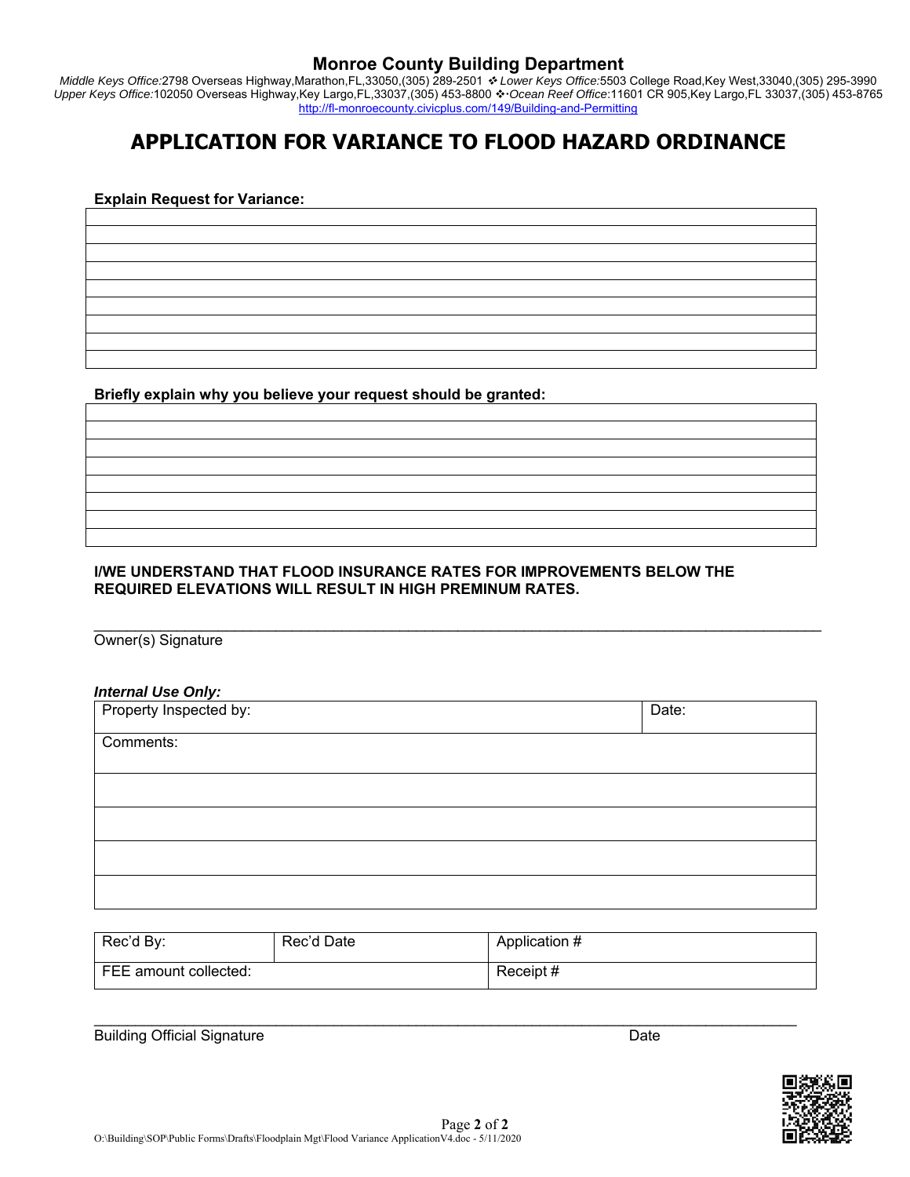**Monroe County Building Department**

*Middle Keys Office:*2798 Overseas Highway,Marathon,FL,33050,(305) 289-2501 ❖ *Lower Keys Office:*5503 College Road,Key West,33040,(305) 295-3990
*Upper Keys Office:*102050 Overseas Highway,Key Largo,FL,33037,(305) 453-8800 ❖·*Ocean Reef Office*:11601 CR 905,Key Largo,FL 33037,(305) 453-8765
http://fl-monroecounty.civicplus.com/149/Building-and-Permitting

# APPLICATION FOR VARIANCE TO FLOOD HAZARD ORDINANCE

**Explain Request for Variance:**

| |
|---|
| |
| |
| |
| |
| |
| |
| |
| |

**Briefly explain why you believe your request should be granted:**

| |
|---|
| |
| |
| |
| |
| |
| |
| |

**I/WE UNDERSTAND THAT FLOOD INSURANCE RATES FOR IMPROVEMENTS BELOW THE REQUIRED ELEVATIONS WILL RESULT IN HIGH PREMINUM RATES.**

_______________________________________________________________________________
Owner(s) Signature

***Internal Use Only:***

| | |
|---|---|
| Property Inspected by: | Date: |
| Comments: | |
| | |
| | |
| | |
| | |

| | | |
|---|---|---|
| Rec'd By: | Rec'd Date | Application # |
| FEE amount collected: | | Receipt # |

_______________________________________________________________________________
Building Official Signature                                                  Date

O:\Building\SOP\Public Forms\Drafts\Floodplain Mgt\Flood Variance ApplicationV4.doc - 5/11/2020